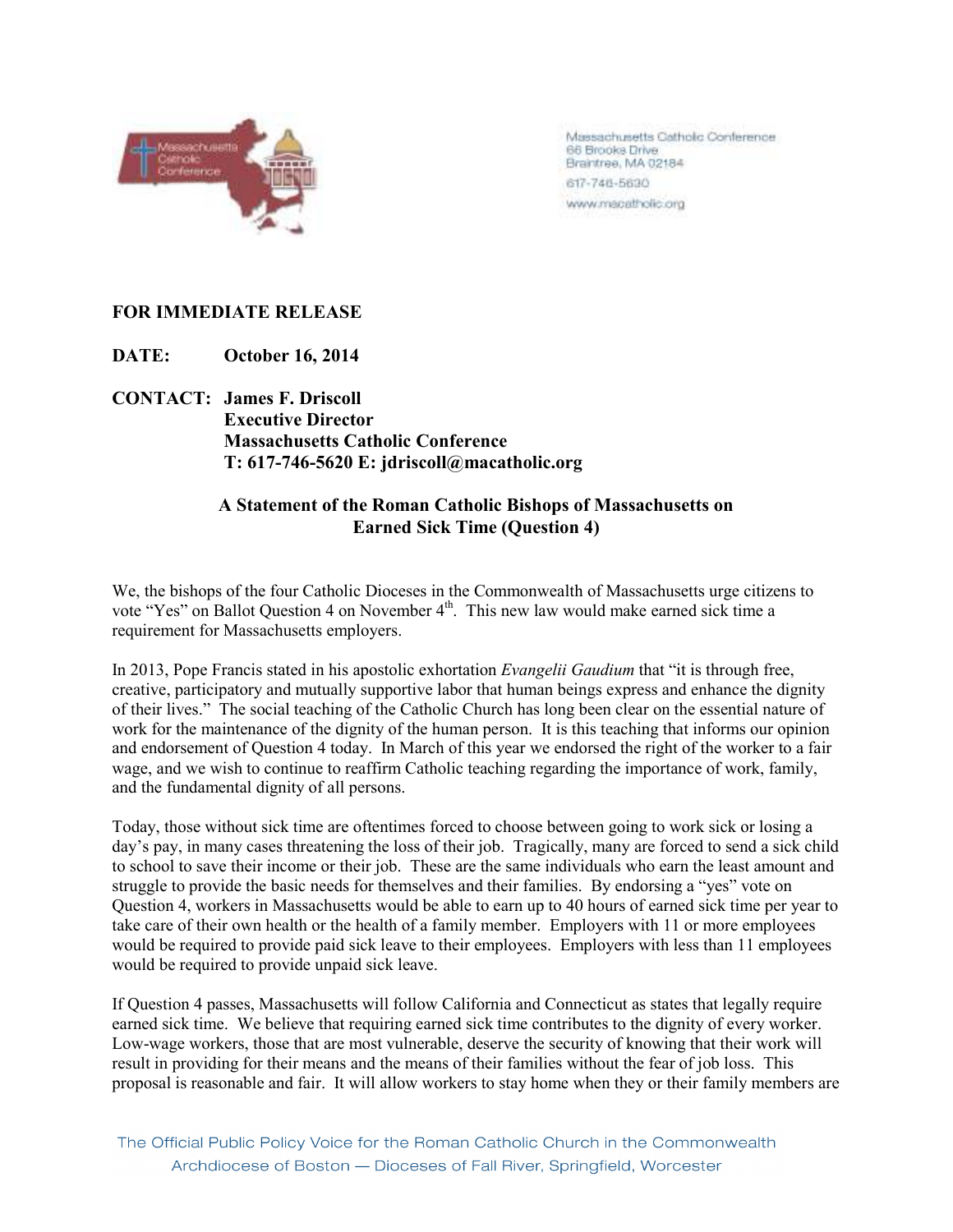Massachusetts Catholic Conference
66 Brooks Drive
Braintree, MA 02184
617-746-5630
www.macatholic.org

**FOR IMMEDIATE RELEASE**

**DATE:** **October 16, 2014**

**CONTACT:** **James F. Driscoll**
**Executive Director**
**Massachusetts Catholic Conference**
**T: 617-746-5620 E: jdriscoll@macatholic.org**

## A Statement of the Roman Catholic Bishops of Massachusetts on Earned Sick Time (Question 4)

We, the bishops of the four Catholic Dioceses in the Commonwealth of Massachusetts urge citizens to vote "Yes" on Ballot Question 4 on November 4th. This new law would make earned sick time a requirement for Massachusetts employers.

In 2013, Pope Francis stated in his apostolic exhortation *Evangelii Gaudium* that "it is through free, creative, participatory and mutually supportive labor that human beings express and enhance the dignity of their lives." The social teaching of the Catholic Church has long been clear on the essential nature of work for the maintenance of the dignity of the human person. It is this teaching that informs our opinion and endorsement of Question 4 today. In March of this year we endorsed the right of the worker to a fair wage, and we wish to continue to reaffirm Catholic teaching regarding the importance of work, family, and the fundamental dignity of all persons.

Today, those without sick time are oftentimes forced to choose between going to work sick or losing a day's pay, in many cases threatening the loss of their job. Tragically, many are forced to send a sick child to school to save their income or their job. These are the same individuals who earn the least amount and struggle to provide the basic needs for themselves and their families. By endorsing a "yes" vote on Question 4, workers in Massachusetts would be able to earn up to 40 hours of earned sick time per year to take care of their own health or the health of a family member. Employers with 11 or more employees would be required to provide paid sick leave to their employees. Employers with less than 11 employees would be required to provide unpaid sick leave.

If Question 4 passes, Massachusetts will follow California and Connecticut as states that legally require earned sick time. We believe that requiring earned sick time contributes to the dignity of every worker. Low-wage workers, those that are most vulnerable, deserve the security of knowing that their work will result in providing for their means and the means of their families without the fear of job loss. This proposal is reasonable and fair. It will allow workers to stay home when they or their family members are

The Official Public Policy Voice for the Roman Catholic Church in the Commonwealth
Archdiocese of Boston — Dioceses of Fall River, Springfield, Worcester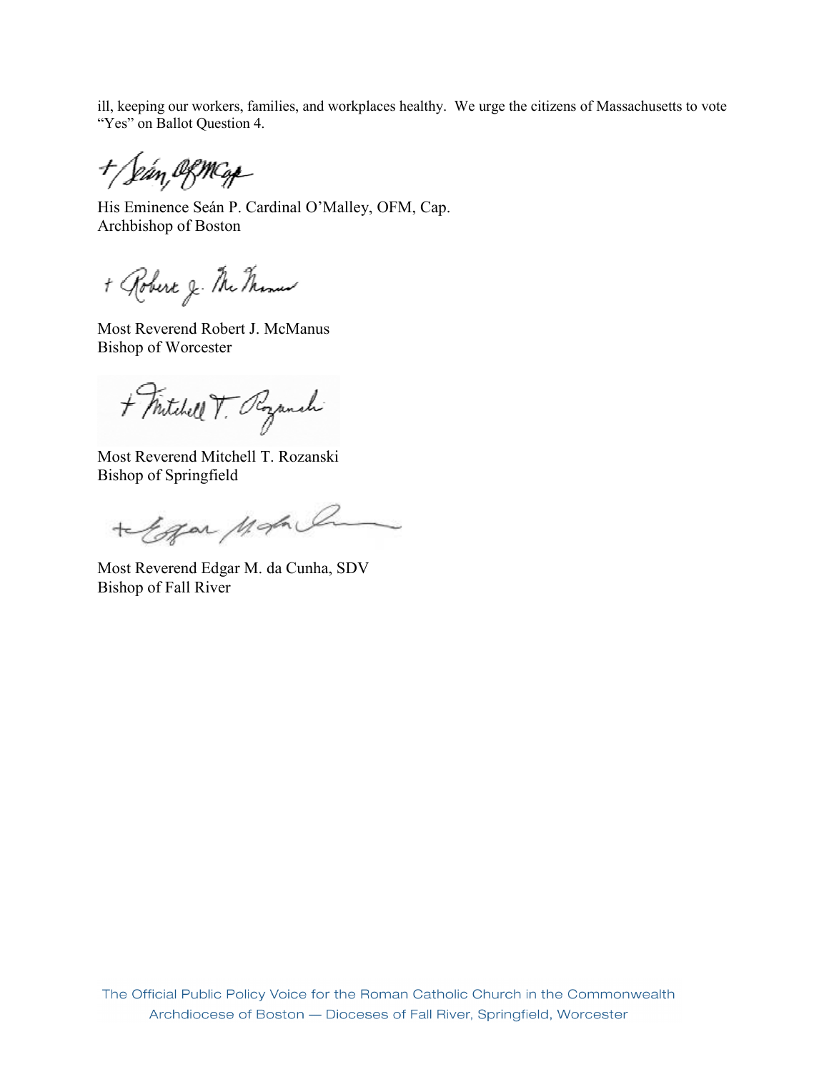ill, keeping our workers, families, and workplaces healthy. We urge the citizens of Massachusetts to vote "Yes" on Ballot Question 4.

His Eminence Seán P. Cardinal O'Malley, OFM, Cap.
Archbishop of Boston

Most Reverend Robert J. McManus
Bishop of Worcester

Most Reverend Mitchell T. Rozanski
Bishop of Springfield

Most Reverend Edgar M. da Cunha, SDV
Bishop of Fall River

The Official Public Policy Voice for the Roman Catholic Church in the Commonwealth
Archdiocese of Boston — Dioceses of Fall River, Springfield, Worcester